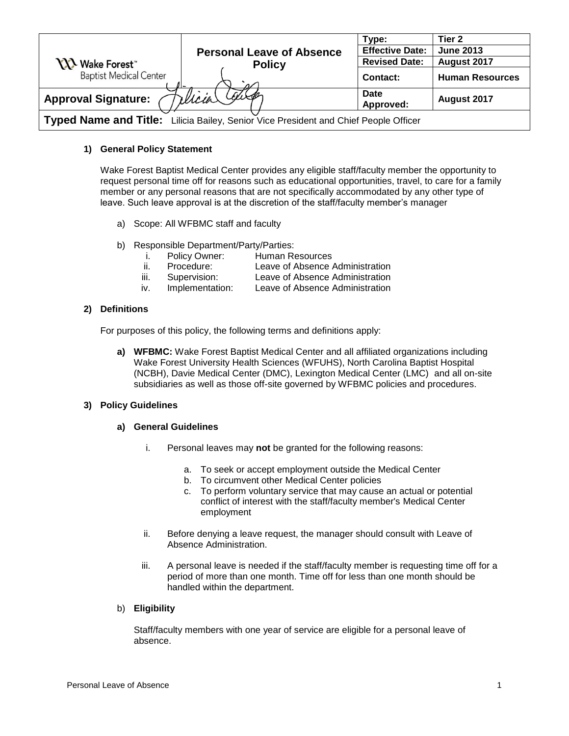| Wake Forest™ Baptist Medical Center | Personal Leave of Absence Policy | Type: | Tier 2 |
|---|---|---|---|
| | | Effective Date: | June 2013 |
| | | Revised Date: | August 2017 |
| | | Contact: | Human Resources |
| Approval Signature: | | Date Approved: | August 2017 |

**Typed Name and Title:** Lilicia Bailey, Senior Vice President and Chief People Officer

## 1) General Policy Statement

Wake Forest Baptist Medical Center provides any eligible staff/faculty member the opportunity to request personal time off for reasons such as educational opportunities, travel, to care for a family member or any personal reasons that are not specifically accommodated by any other type of leave. Such leave approval is at the discretion of the staff/faculty member's manager

a) Scope: All WFBMC staff and faculty

b) Responsible Department/Party/Parties:
   - i. Policy Owner: Human Resources
   - ii. Procedure: Leave of Absence Administration
   - iii. Supervision: Leave of Absence Administration
   - iv. Implementation: Leave of Absence Administration

## 2) Definitions

For purposes of this policy, the following terms and definitions apply:

**a) WFBMC:** Wake Forest Baptist Medical Center and all affiliated organizations including Wake Forest University Health Sciences (WFUHS), North Carolina Baptist Hospital (NCBH), Davie Medical Center (DMC), Lexington Medical Center (LMC) and all on-site subsidiaries as well as those off-site governed by WFBMC policies and procedures.

## 3) Policy Guidelines

### a) General Guidelines

i. Personal leaves may **not** be granted for the following reasons:

   a. To seek or accept employment outside the Medical Center
   b. To circumvent other Medical Center policies
   c. To perform voluntary service that may cause an actual or potential conflict of interest with the staff/faculty member's Medical Center employment

ii. Before denying a leave request, the manager should consult with Leave of Absence Administration.

iii. A personal leave is needed if the staff/faculty member is requesting time off for a period of more than one month. Time off for less than one month should be handled within the department.

### b) Eligibility

Staff/faculty members with one year of service are eligible for a personal leave of absence.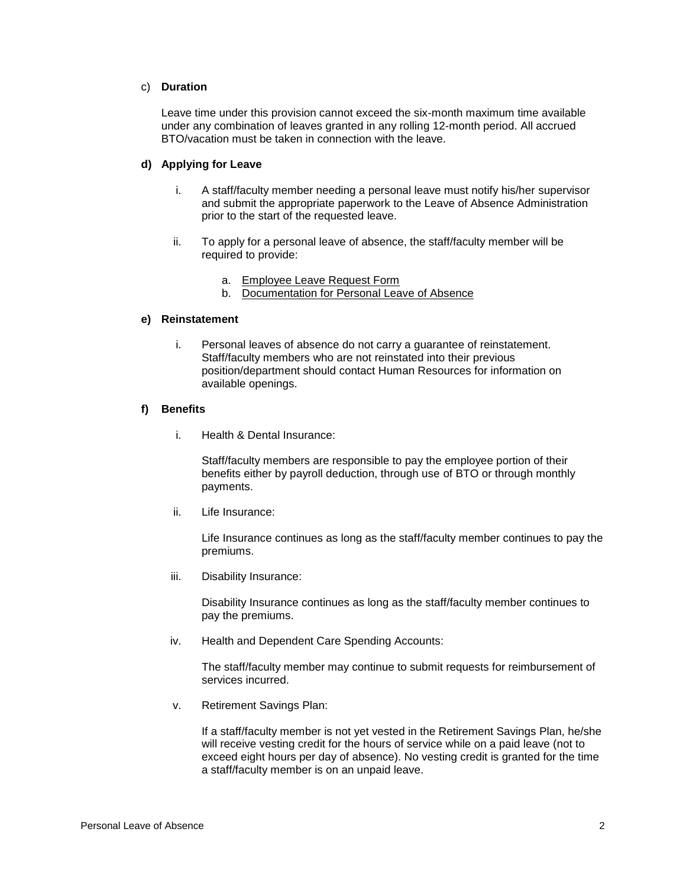c) **Duration**

Leave time under this provision cannot exceed the six-month maximum time available under any combination of leaves granted in any rolling 12-month period. All accrued BTO/vacation must be taken in connection with the leave.

**d) Applying for Leave**

i. A staff/faculty member needing a personal leave must notify his/her supervisor and submit the appropriate paperwork to the Leave of Absence Administration prior to the start of the requested leave.

ii. To apply for a personal leave of absence, the staff/faculty member will be required to provide:

   a. Employee Leave Request Form
   b. Documentation for Personal Leave of Absence

**e) Reinstatement**

i. Personal leaves of absence do not carry a guarantee of reinstatement. Staff/faculty members who are not reinstated into their previous position/department should contact Human Resources for information on available openings.

**f) Benefits**

i. Health & Dental Insurance:

   Staff/faculty members are responsible to pay the employee portion of their benefits either by payroll deduction, through use of BTO or through monthly payments.

ii. Life Insurance:

   Life Insurance continues as long as the staff/faculty member continues to pay the premiums.

iii. Disability Insurance:

   Disability Insurance continues as long as the staff/faculty member continues to pay the premiums.

iv. Health and Dependent Care Spending Accounts:

   The staff/faculty member may continue to submit requests for reimbursement of services incurred.

v. Retirement Savings Plan:

   If a staff/faculty member is not yet vested in the Retirement Savings Plan, he/she will receive vesting credit for the hours of service while on a paid leave (not to exceed eight hours per day of absence). No vesting credit is granted for the time a staff/faculty member is on an unpaid leave.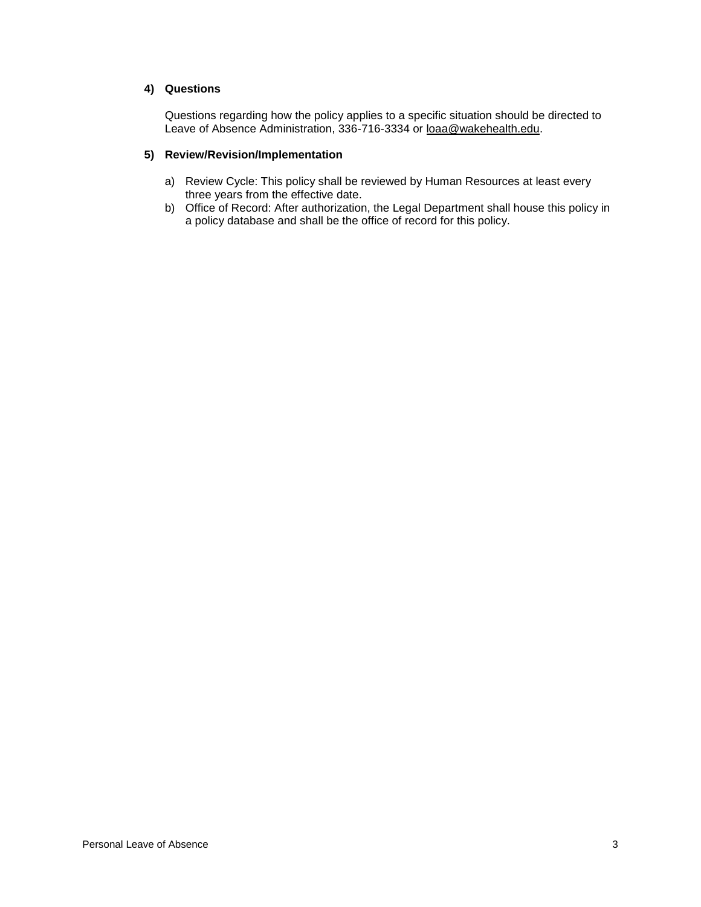**4) Questions**

Questions regarding how the policy applies to a specific situation should be directed to Leave of Absence Administration, 336-716-3334 or loaa@wakehealth.edu.

**5) Review/Revision/Implementation**

a) Review Cycle: This policy shall be reviewed by Human Resources at least every three years from the effective date.

b) Office of Record: After authorization, the Legal Department shall house this policy in a policy database and shall be the office of record for this policy.